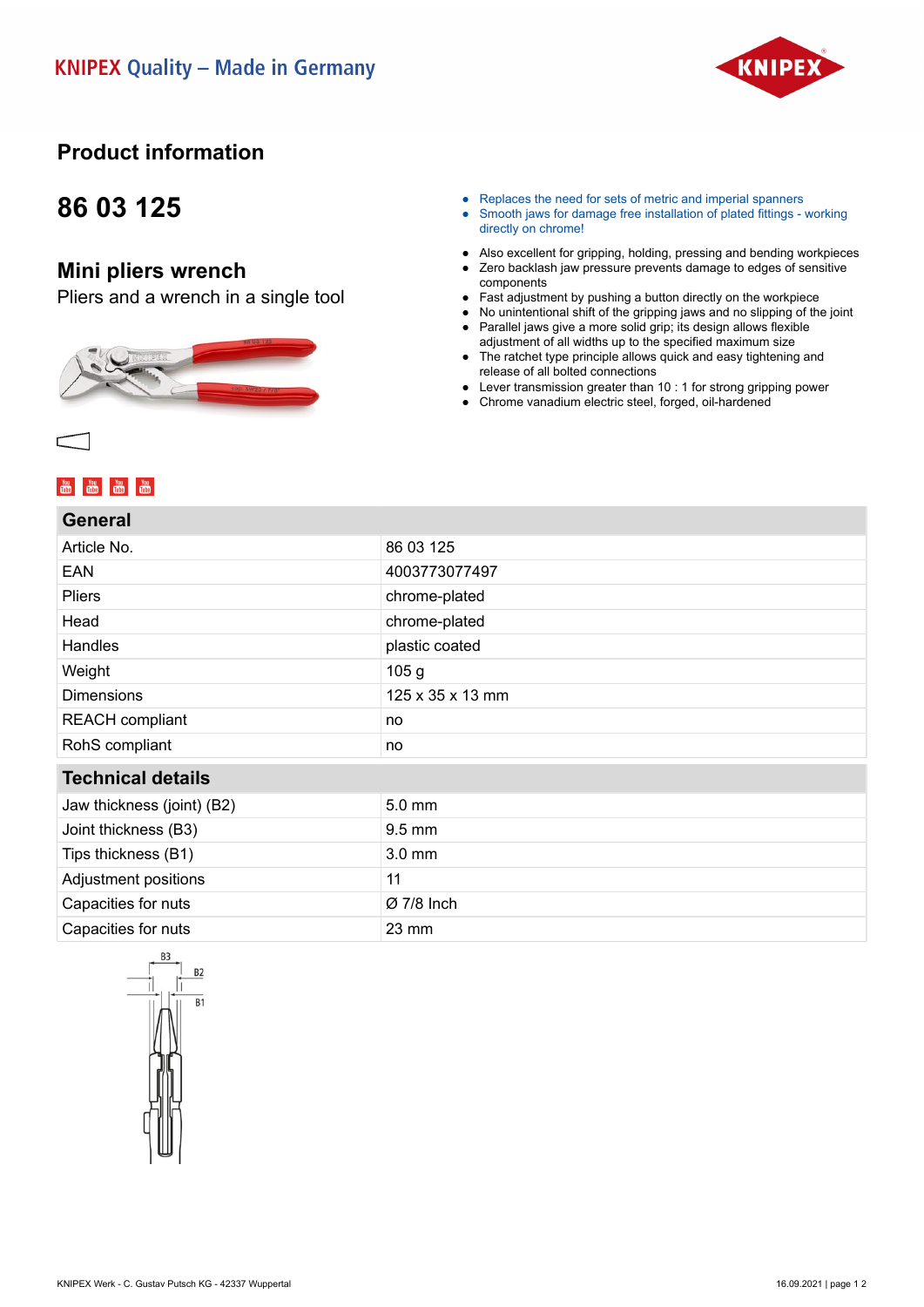KNIPEX Quality – Made in Germany

# Product information

## 86 03 125

## Mini pliers wrench

Pliers and a wrench in a single tool

- Replaces the need for sets of metric and imperial spanners
- Smooth jaws for damage free installation of plated fittings - working directly on chrome!

- Also excellent for gripping, holding, pressing and bending workpieces
- Zero backlash jaw pressure prevents damage to edges of sensitive components
- Fast adjustment by pushing a button directly on the workpiece
- No unintentional shift of the gripping jaws and no slipping of the joint
- Parallel jaws give a more solid grip; its design allows flexible adjustment of all widths up to the specified maximum size
- The ratchet type principle allows quick and easy tightening and release of all bolted connections
- Lever transmission greater than 10 : 1 for strong gripping power
- Chrome vanadium electric steel, forged, oil-hardened

### General

| | |
|---|---|
| Article No. | 86 03 125 |
| EAN | 4003773077497 |
| Pliers | chrome-plated |
| Head | chrome-plated |
| Handles | plastic coated |
| Weight | 105 g |
| Dimensions | 125 x 35 x 13 mm |
| REACH compliant | no |
| RoHS compliant | no |

### Technical details

| | |
|---|---|
| Jaw thickness (joint) (B2) | 5.0 mm |
| Joint thickness (B3) | 9.5 mm |
| Tips thickness (B1) | 3.0 mm |
| Adjustment positions | 11 |
| Capacities for nuts | Ø 7/8 Inch |
| Capacities for nuts | 23 mm |

KNIPEX Werk - C. Gustav Putsch KG - 42337 Wuppertal

16.09.2021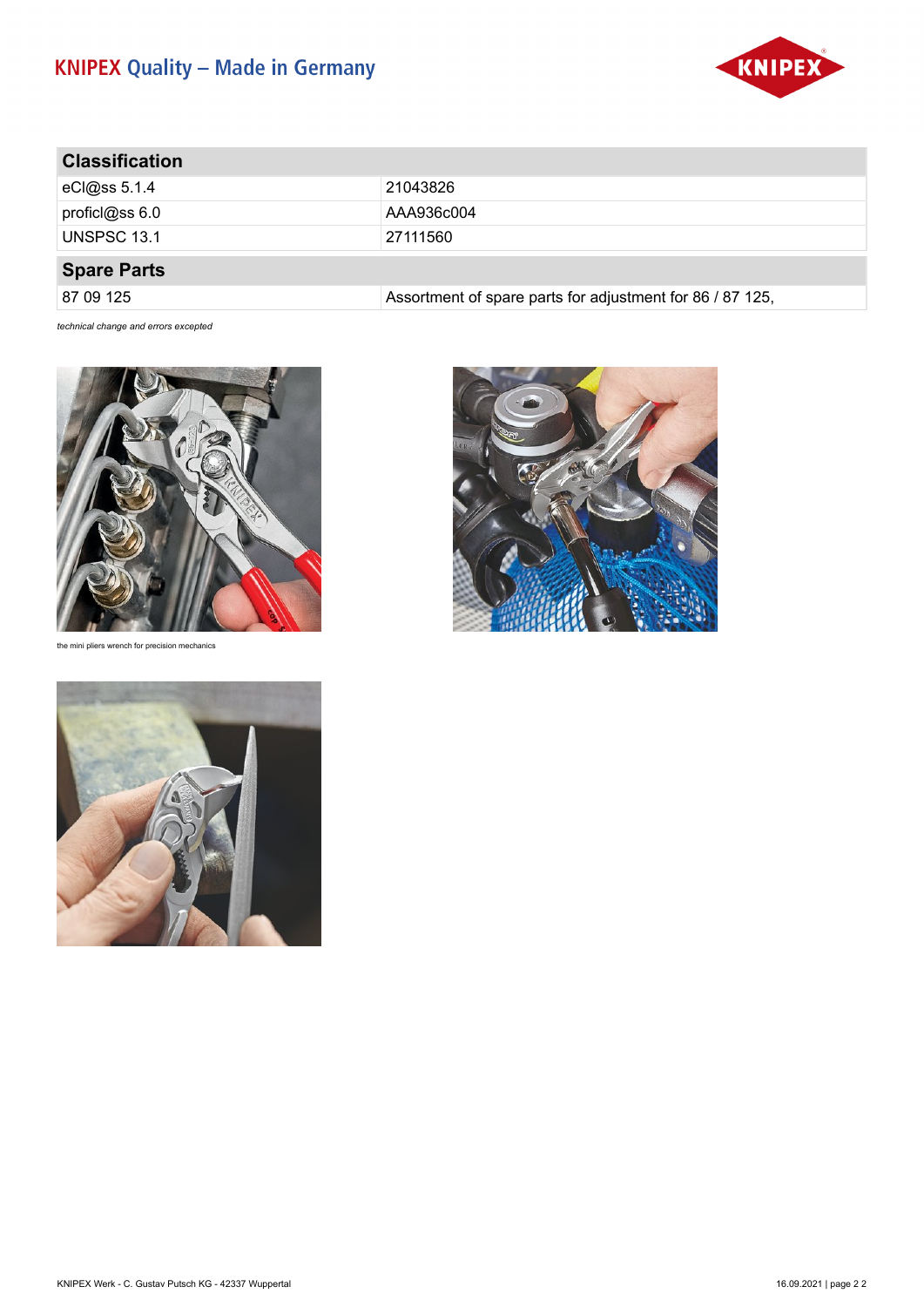## Classification

| | |
|---|---|
| eCl@ss 5.1.4 | 21043826 |
| proficl@ss 6.0 | AAA936c004 |
| UNSPSC 13.1 | 27111560 |

## Spare Parts

| | |
|---|---|
| 87 09 125 | Assortment of spare parts for adjustment for 86 / 87 125, |

*technical change and errors excepted*

the mini pliers wrench for precision mechanics